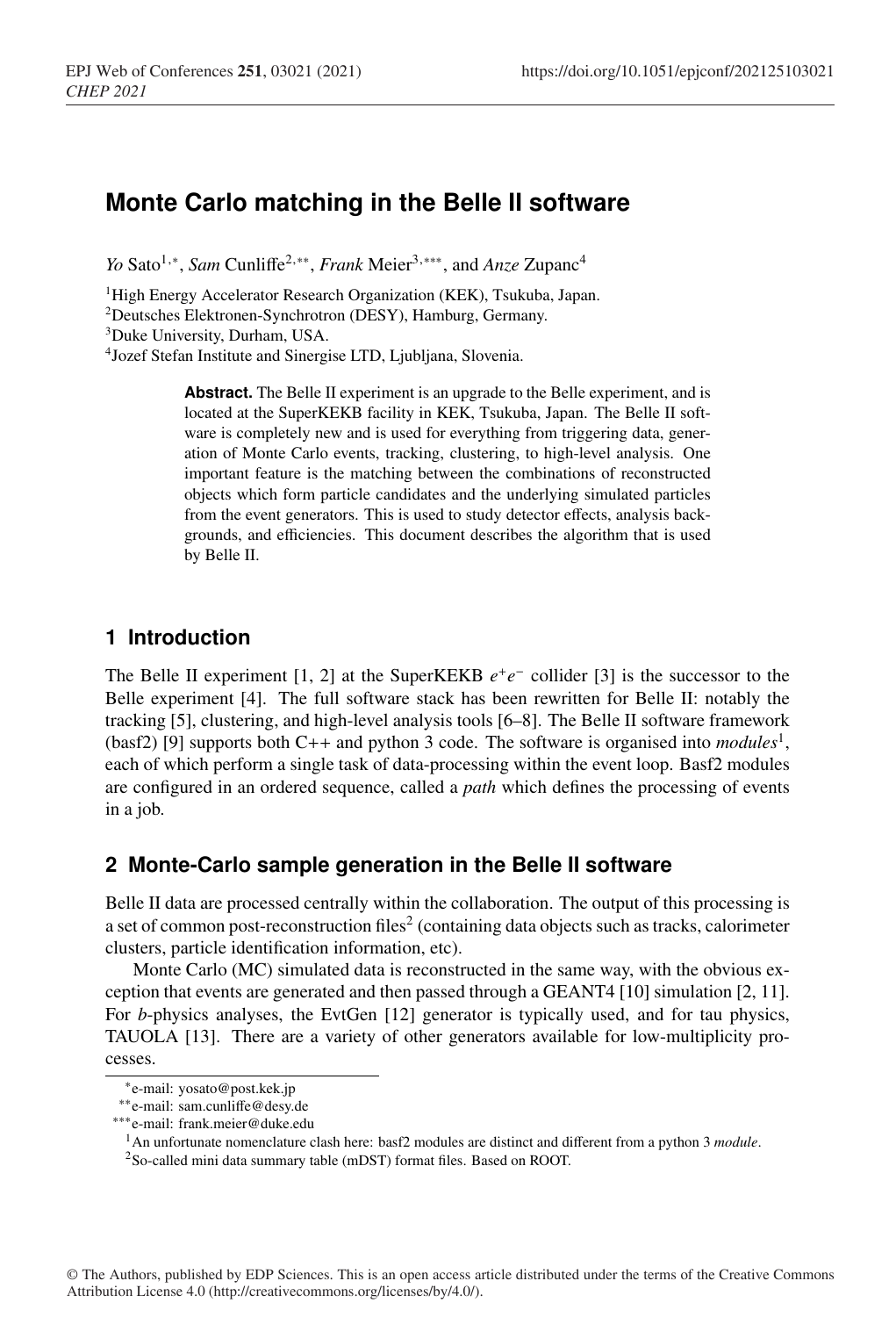# Monte Carlo matching in the Belle II software

*Yo* Sato[1,*], *Sam* Cunliffe[2,**], *Frank* Meier[3,***], and *Anze* Zupanc[4]

[1]High Energy Accelerator Research Organization (KEK), Tsukuba, Japan.
[2]Deutsches Elektronen-Synchrotron (DESY), Hamburg, Germany.
[3]Duke University, Durham, USA.
[4]Jozef Stefan Institute and Sinergise LTD, Ljubljana, Slovenia.

**Abstract.** The Belle II experiment is an upgrade to the Belle experiment, and is located at the SuperKEKB facility in KEK, Tsukuba, Japan. The Belle II software is completely new and is used for everything from triggering data, generation of Monte Carlo events, tracking, clustering, to high-level analysis. One important feature is the matching between the combinations of reconstructed objects which form particle candidates and the underlying simulated particles from the event generators. This is used to study detector effects, analysis backgrounds, and efficiencies. This document describes the algorithm that is used by Belle II.

## 1 Introduction

The Belle II experiment [1, 2] at the SuperKEKB $e^+e^-$ collider [3] is the successor to the Belle experiment [4]. The full software stack has been rewritten for Belle II: notably the tracking [5], clustering, and high-level analysis tools [6–8]. The Belle II software framework (basf2) [9] supports both C++ and python 3 code. The software is organised into *modules*[1], each of which perform a single task of data-processing within the event loop. Basf2 modules are configured in an ordered sequence, called a *path* which defines the processing of events in a job.

## 2 Monte-Carlo sample generation in the Belle II software

Belle II data are processed centrally within the collaboration. The output of this processing is a set of common post-reconstruction files[2] (containing data objects such as tracks, calorimeter clusters, particle identification information, etc).

Monte Carlo (MC) simulated data is reconstructed in the same way, with the obvious exception that events are generated and then passed through a GEANT4 [10] simulation [2, 11]. For *b*-physics analyses, the EvtGen [12] generator is typically used, and for tau physics, TAUOLA [13]. There are a variety of other generators available for low-multiplicity processes.

*e-mail: yosato@post.kek.jp
**e-mail: sam.cunliffe@desy.de
***e-mail: frank.meier@duke.edu
[1]An unfortunate nomenclature clash here: basf2 modules are distinct and different from a python 3 *module*.
[2]So-called mini data summary table (mDST) format files. Based on ROOT.

© The Authors, published by EDP Sciences. This is an open access article distributed under the terms of the Creative Commons Attribution License 4.0 (http://creativecommons.org/licenses/by/4.0/).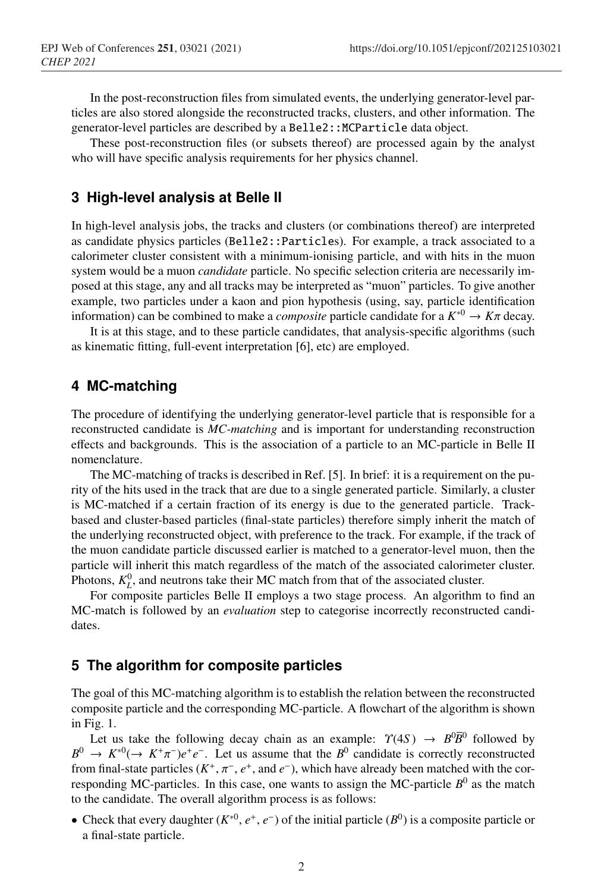In the post-reconstruction files from simulated events, the underlying generator-level particles are also stored alongside the reconstructed tracks, clusters, and other information. The generator-level particles are described by a `Belle2::MCParticle` data object.

These post-reconstruction files (or subsets thereof) are processed again by the analyst who will have specific analysis requirements for her physics channel.

## 3 High-level analysis at Belle II

In high-level analysis jobs, the tracks and clusters (or combinations thereof) are interpreted as candidate physics particles (`Belle2::Particle`s). For example, a track associated to a calorimeter cluster consistent with a minimum-ionising particle, and with hits in the muon system would be a muon *candidate* particle. No specific selection criteria are necessarily imposed at this stage, any and all tracks may be interpreted as "muon" particles. To give another example, two particles under a kaon and pion hypothesis (using, say, particle identification information) can be combined to make a *composite* particle candidate for a $K^{*0} \to K\pi$ decay.

It is at this stage, and to these particle candidates, that analysis-specific algorithms (such as kinematic fitting, full-event interpretation [6], etc) are employed.

## 4 MC-matching

The procedure of identifying the underlying generator-level particle that is responsible for a reconstructed candidate is *MC-matching* and is important for understanding reconstruction effects and backgrounds. This is the association of a particle to an MC-particle in Belle II nomenclature.

The MC-matching of tracks is described in Ref. [5]. In brief: it is a requirement on the purity of the hits used in the track that are due to a single generated particle. Similarly, a cluster is MC-matched if a certain fraction of its energy is due to the generated particle. Track-based and cluster-based particles (final-state particles) therefore simply inherit the match of the underlying reconstructed object, with preference to the track. For example, if the track of the muon candidate particle discussed earlier is matched to a generator-level muon, then the particle will inherit this match regardless of the match of the associated calorimeter cluster. Photons, $K_L^0$, and neutrons take their MC match from that of the associated cluster.

For composite particles Belle II employs a two stage process. An algorithm to find an MC-match is followed by an *evaluation* step to categorise incorrectly reconstructed candidates.

## 5 The algorithm for composite particles

The goal of this MC-matching algorithm is to establish the relation between the reconstructed composite particle and the corresponding MC-particle. A flowchart of the algorithm is shown in Fig. 1.

Let us take the following decay chain as an example: $\Upsilon(4S) \to B^0\overline{B}^0$ followed by $B^0 \to K^{*0}(\to K^+\pi^-)e^+e^-$. Let us assume that the $B^0$ candidate is correctly reconstructed from final-state particles ($K^+$, $\pi^-$, $e^+$, and $e^-$), which have already been matched with the corresponding MC-particles. In this case, one wants to assign the MC-particle $B^0$ as the match to the candidate. The overall algorithm process is as follows:

- Check that every daughter ($K^{*0}$, $e^+$, $e^-$) of the initial particle ($B^0$) is a composite particle or a final-state particle.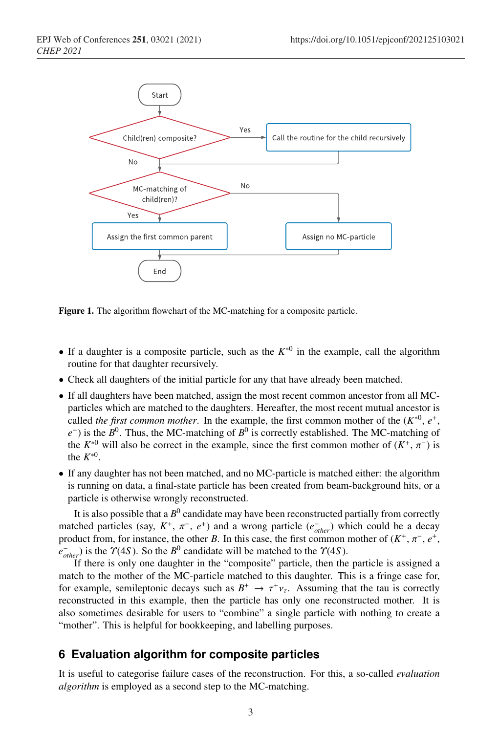Figure 1. The algorithm flowchart of the MC-matching for a composite particle.

- If a daughter is a composite particle, such as the $K^{*0}$ in the example, call the algorithm routine for that daughter recursively.
- Check all daughters of the initial particle for any that have already been matched.
- If all daughters have been matched, assign the most recent common ancestor from all MC-particles which are matched to the daughters. Hereafter, the most recent mutual ancestor is called *the first common mother*. In the example, the first common mother of the ($K^{*0}$, $e^+$, $e^-$) is the $B^0$. Thus, the MC-matching of $B^0$ is correctly established. The MC-matching of the $K^{*0}$ will also be correct in the example, since the first common mother of ($K^+$, $\pi^-$) is the $K^{*0}$.
- If any daughter has not been matched, and no MC-particle is matched either: the algorithm is running on data, a final-state particle has been created from beam-background hits, or a particle is otherwise wrongly reconstructed.

It is also possible that a $B^0$ candidate may have been reconstructed partially from correctly matched particles (say, $K^+$, $\pi^-$, $e^+$) and a wrong particle ($e^-_{other}$) which could be a decay product from, for instance, the other $B$. In this case, the first common mother of ($K^+$, $\pi^-$, $e^+$, $e^-_{other}$) is the $\Upsilon(4S)$. So the $B^0$ candidate will be matched to the $\Upsilon(4S)$.

If there is only one daughter in the "composite" particle, then the particle is assigned a match to the mother of the MC-particle matched to this daughter. This is a fringe case for, for example, semileptonic decays such as $B^+ \to \tau^+ \nu_\tau$. Assuming that the tau is correctly reconstructed in this example, then the particle has only one reconstructed mother. It is also sometimes desirable for users to "combine" a single particle with nothing to create a "mother". This is helpful for bookkeeping, and labelling purposes.

## 6 Evaluation algorithm for composite particles

It is useful to categorise failure cases of the reconstruction. For this, a so-called *evaluation algorithm* is employed as a second step to the MC-matching.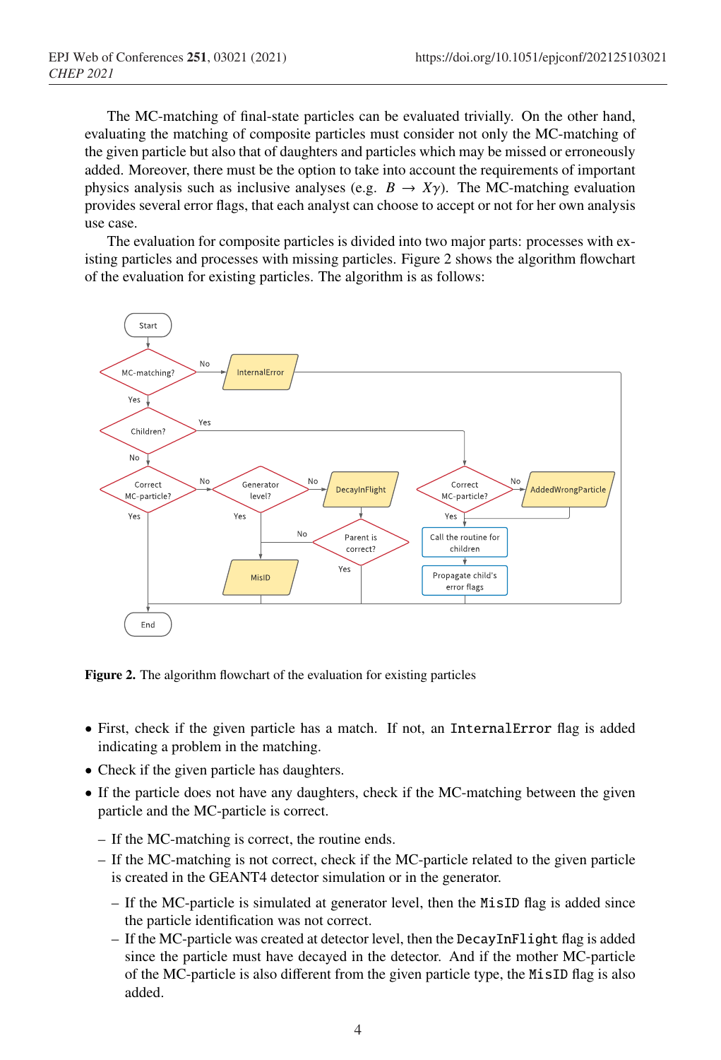The MC-matching of final-state particles can be evaluated trivially. On the other hand, evaluating the matching of composite particles must consider not only the MC-matching of the given particle but also that of daughters and particles which may be missed or erroneously added. Moreover, there must be the option to take into account the requirements of important physics analysis such as inclusive analyses (e.g. $B \to X\gamma$). The MC-matching evaluation provides several error flags, that each analyst can choose to accept or not for her own analysis use case.

The evaluation for composite particles is divided into two major parts: processes with existing particles and processes with missing particles. Figure 2 shows the algorithm flowchart of the evaluation for existing particles. The algorithm is as follows:

**Figure 2.** The algorithm flowchart of the evaluation for existing particles

- First, check if the given particle has a match. If not, an `InternalError` flag is added indicating a problem in the matching.
- Check if the given particle has daughters.
- If the particle does not have any daughters, check if the MC-matching between the given particle and the MC-particle is correct.
  - If the MC-matching is correct, the routine ends.
  - If the MC-matching is not correct, check if the MC-particle related to the given particle is created in the GEANT4 detector simulation or in the generator.
    - If the MC-particle is simulated at generator level, then the `MisID` flag is added since the particle identification was not correct.
    - If the MC-particle was created at detector level, then the `DecayInFlight` flag is added since the particle must have decayed in the detector. And if the mother MC-particle of the MC-particle is also different from the given particle type, the `MisID` flag is also added.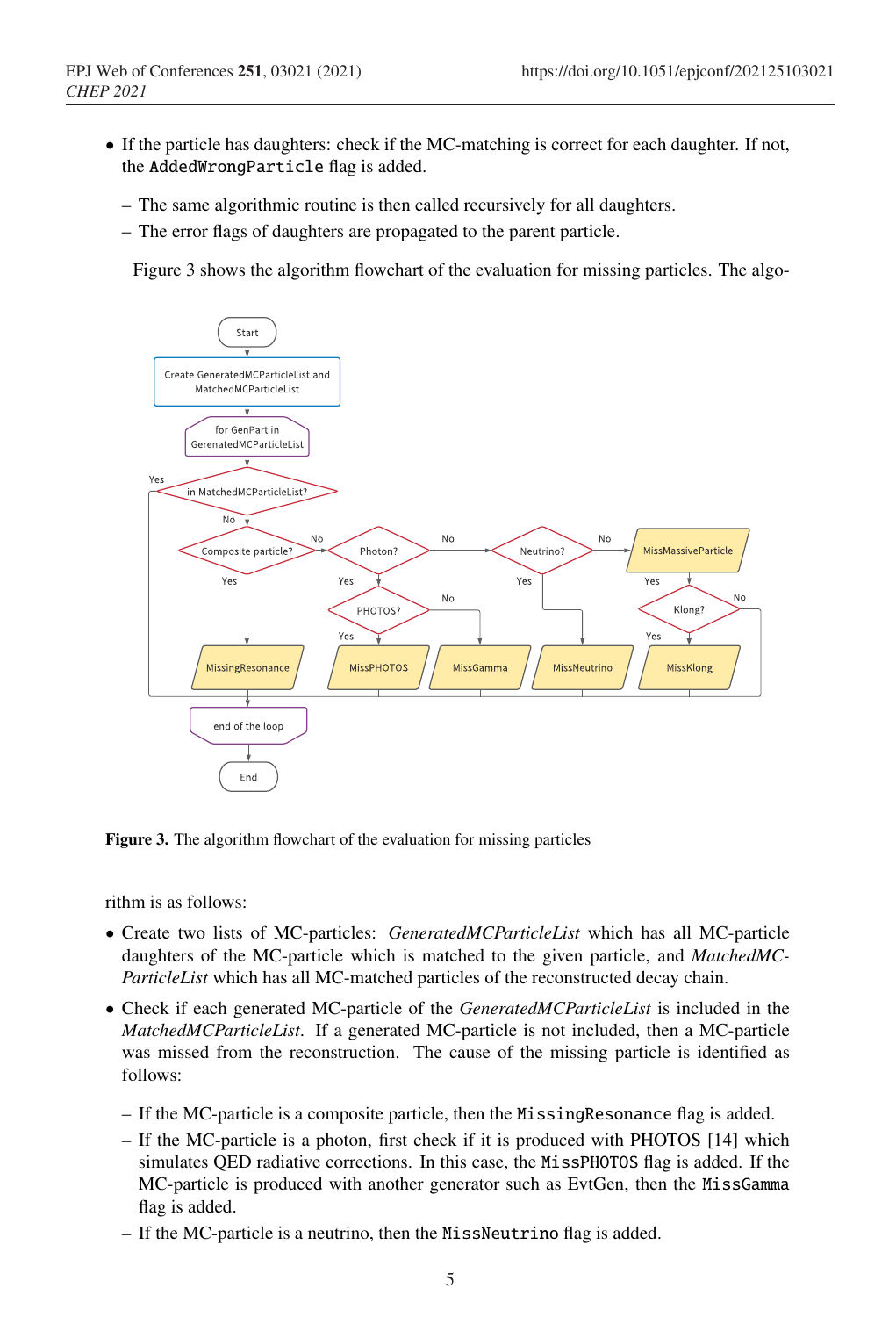- If the particle has daughters: check if the MC-matching is correct for each daughter. If not, the `AddedWrongParticle` flag is added.
  - The same algorithmic routine is then called recursively for all daughters.
  - The error flags of daughters are propagated to the parent particle.

Figure 3 shows the algorithm flowchart of the evaluation for missing particles. The algorithm is as follows:

**Figure 3.** The algorithm flowchart of the evaluation for missing particles

- Create two lists of MC-particles: *GeneratedMCParticleList* which has all MC-particle daughters of the MC-particle which is matched to the given particle, and *MatchedMCParticleList* which has all MC-matched particles of the reconstructed decay chain.
- Check if each generated MC-particle of the *GeneratedMCParticleList* is included in the *MatchedMCParticleList*. If a generated MC-particle is not included, then a MC-particle was missed from the reconstruction. The cause of the missing particle is identified as follows:
  - If the MC-particle is a composite particle, then the `MissingResonance` flag is added.
  - If the MC-particle is a photon, first check if it is produced with PHOTOS [14] which simulates QED radiative corrections. In this case, the `MissPHOTOS` flag is added. If the MC-particle is produced with another generator such as EvtGen, then the `MissGamma` flag is added.
  - If the MC-particle is a neutrino, then the `MissNeutrino` flag is added.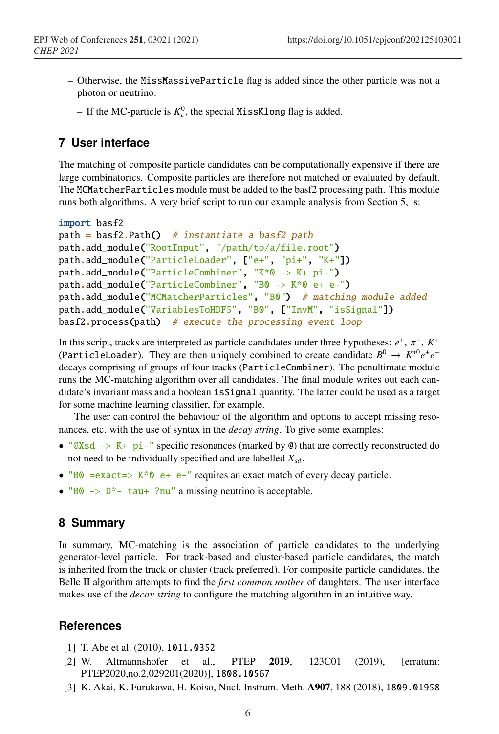- Otherwise, the MissMassiveParticle flag is added since the other particle was not a photon or neutrino.
  - If the MC-particle is $K_L^0$, the special MissKlong flag is added.

## 7 User interface

The matching of composite particle candidates can be computationally expensive if there are large combinatorics. Composite particles are therefore not matched or evaluated by default. The MCMatcherParticles module must be added to the basf2 processing path. This module runs both algorithms. A very brief script to run our example analysis from Section 5, is:

```
import basf2
path = basf2.Path()  # instantiate a basf2 path
path.add_module("RootInput", "/path/to/a/file.root")
path.add_module("ParticleLoader", ["e+", "pi+", "K+"])
path.add_module("ParticleCombiner", "K*0 -> K+ pi-")
path.add_module("ParticleCombiner", "B0 -> K*0 e+ e-")
path.add_module("MCMatcherParticles", "B0")  # matching module added
path.add_module("VariablesToHDF5", "B0", ["InvM", "isSignal"])
basf2.process(path)  # execute the processing event loop
```

In this script, tracks are interpreted as particle candidates under three hypotheses: $e^{\pm}$, $\pi^{\pm}$, $K^{\pm}$ (ParticleLoader). They are then uniquely combined to create candidate $B^0 \to K^{*0} e^+ e^-$ decays comprising of groups of four tracks (ParticleCombiner). The penultimate module runs the MC-matching algorithm over all candidates. The final module writes out each candidate's invariant mass and a boolean isSignal quantity. The latter could be used as a target for some machine learning classifier, for example.

The user can control the behaviour of the algorithm and options to accept missing resonances, etc. with the use of syntax in the *decay string*. To give some examples:

- "@Xsd -> K+ pi-" specific resonances (marked by @) that are correctly reconstructed do not need to be individually specified and are labelled $X_{sd}$.
- "B0 =exact=> K*0 e+ e-" requires an exact match of every decay particle.
- "B0 -> D*- tau+ ?nu" a missing neutrino is acceptable.

## 8 Summary

In summary, MC-matching is the association of particle candidates to the underlying generator-level particle. For track-based and cluster-based particle candidates, the match is inherited from the track or cluster (track preferred). For composite particle candidates, the Belle II algorithm attempts to find the *first common mother* of daughters. The user interface makes use of the *decay string* to configure the matching algorithm in an intuitive way.

## References

[1] T. Abe et al. (2010), 1011.0352

[2] W. Altmannshofer et al., PTEP **2019**, 123C01 (2019), [erratum: PTEP2020,no.2,029201(2020)], 1808.10567

[3] K. Akai, K. Furukawa, H. Koiso, Nucl. Instrum. Meth. **A907**, 188 (2018), 1809.01958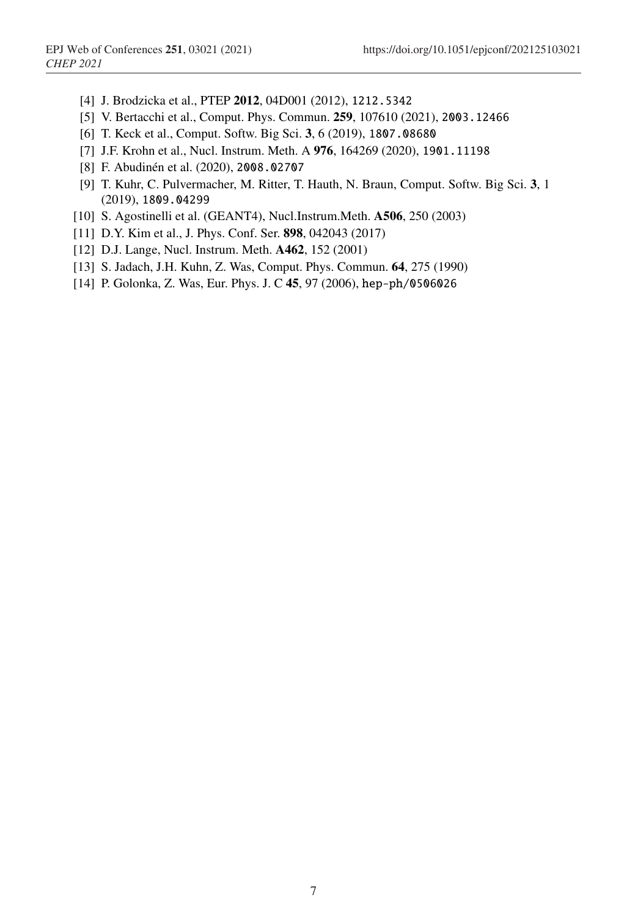[4] J. Brodzicka et al., PTEP **2012**, 04D001 (2012), `1212.5342`

[5] V. Bertacchi et al., Comput. Phys. Commun. **259**, 107610 (2021), `2003.12466`

[6] T. Keck et al., Comput. Softw. Big Sci. **3**, 6 (2019), `1807.08680`

[7] J.F. Krohn et al., Nucl. Instrum. Meth. A **976**, 164269 (2020), `1901.11198`

[8] F. Abudinén et al. (2020), `2008.02707`

[9] T. Kuhr, C. Pulvermacher, M. Ritter, T. Hauth, N. Braun, Comput. Softw. Big Sci. **3**, 1 (2019), `1809.04299`

[10] S. Agostinelli et al. (GEANT4), Nucl.Instrum.Meth. **A506**, 250 (2003)

[11] D.Y. Kim et al., J. Phys. Conf. Ser. **898**, 042043 (2017)

[12] D.J. Lange, Nucl. Instrum. Meth. **A462**, 152 (2001)

[13] S. Jadach, J.H. Kuhn, Z. Was, Comput. Phys. Commun. **64**, 275 (1990)

[14] P. Golonka, Z. Was, Eur. Phys. J. C **45**, 97 (2006), `hep-ph/0506026`